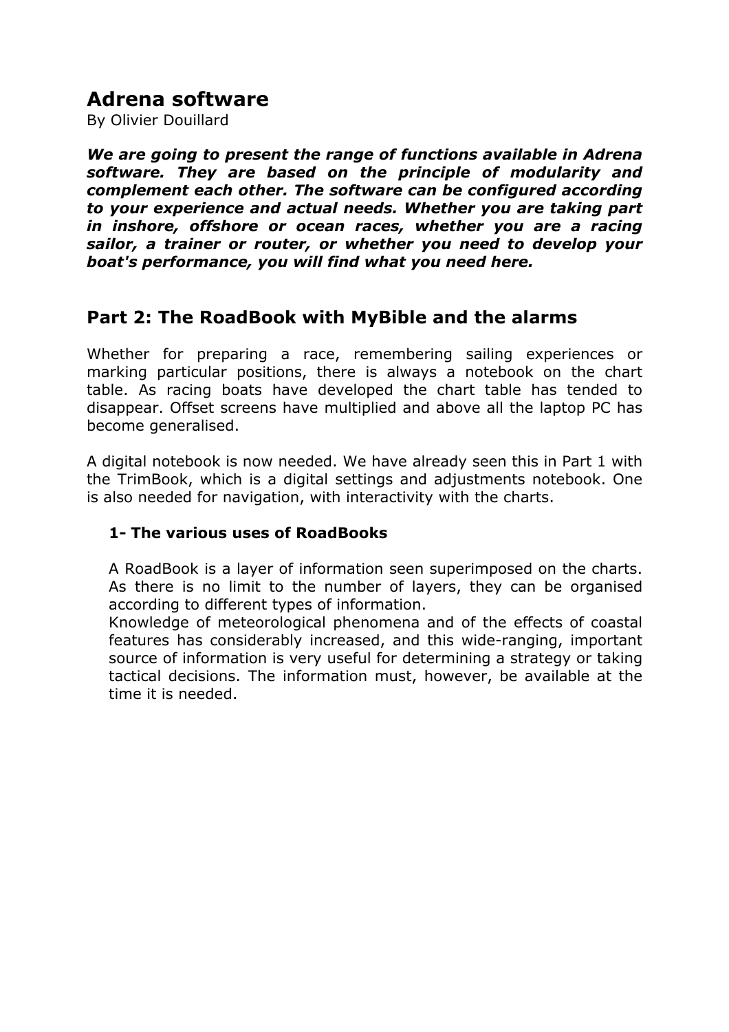# Adrena software

By Olivier Douillard

***We are going to present the range of functions available in Adrena software. They are based on the principle of modularity and complement each other. The software can be configured according to your experience and actual needs. Whether you are taking part in inshore, offshore or ocean races, whether you are a racing sailor, a trainer or router, or whether you need to develop your boat's performance, you will find what you need here.***

## Part 2: The RoadBook with MyBible and the alarms

Whether for preparing a race, remembering sailing experiences or marking particular positions, there is always a notebook on the chart table. As racing boats have developed the chart table has tended to disappear. Offset screens have multiplied and above all the laptop PC has become generalised.

A digital notebook is now needed. We have already seen this in Part 1 with the TrimBook, which is a digital settings and adjustments notebook. One is also needed for navigation, with interactivity with the charts.

### 1- The various uses of RoadBooks

A RoadBook is a layer of information seen superimposed on the charts. As there is no limit to the number of layers, they can be organised according to different types of information.
Knowledge of meteorological phenomena and of the effects of coastal features has considerably increased, and this wide-ranging, important source of information is very useful for determining a strategy or taking tactical decisions. The information must, however, be available at the time it is needed.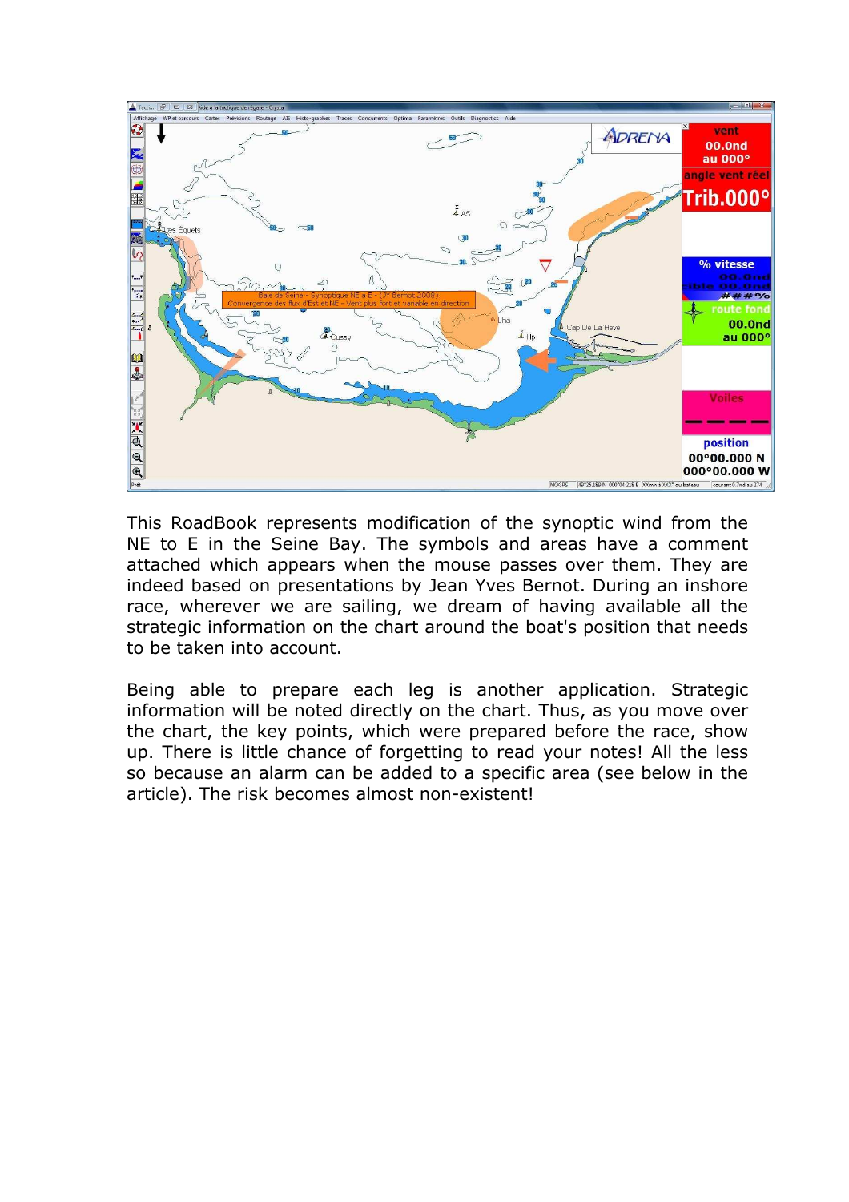This RoadBook represents modification of the synoptic wind from the NE to E in the Seine Bay. The symbols and areas have a comment attached which appears when the mouse passes over them. They are indeed based on presentations by Jean Yves Bernot. During an inshore race, wherever we are sailing, we dream of having available all the strategic information on the chart around the boat's position that needs to be taken into account.

Being able to prepare each leg is another application. Strategic information will be noted directly on the chart. Thus, as you move over the chart, the key points, which were prepared before the race, show up. There is little chance of forgetting to read your notes! All the less so because an alarm can be added to a specific area (see below in the article). The risk becomes almost non-existent!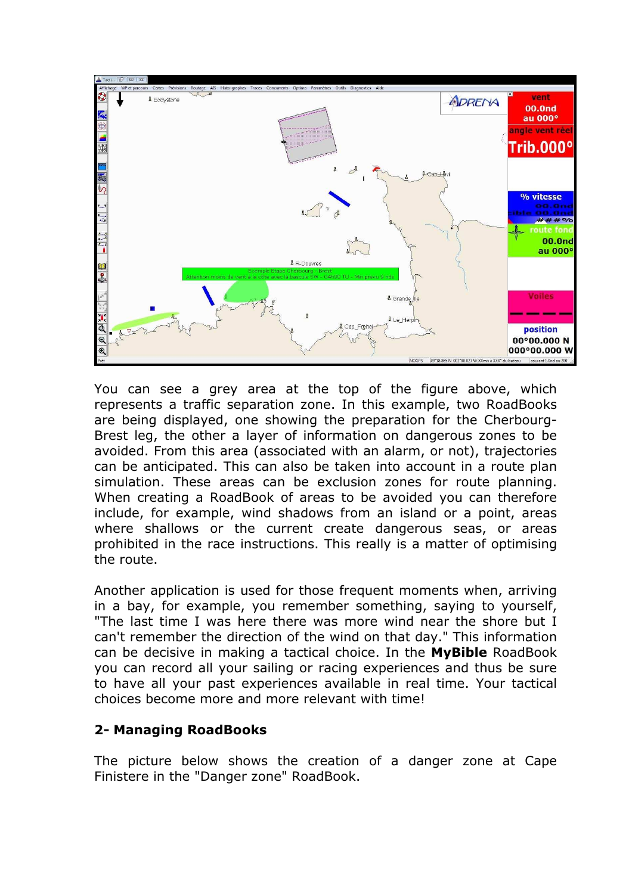You can see a grey area at the top of the figure above, which represents a traffic separation zone. In this example, two RoadBooks are being displayed, one showing the preparation for the Cherbourg-Brest leg, the other a layer of information on dangerous zones to be avoided. From this area (associated with an alarm, or not), trajectories can be anticipated. This can also be taken into account in a route plan simulation. These areas can be exclusion zones for route planning. When creating a RoadBook of areas to be avoided you can therefore include, for example, wind shadows from an island or a point, areas where shallows or the current create dangerous seas, or areas prohibited in the race instructions. This really is a matter of optimising the route.

Another application is used for those frequent moments when, arriving in a bay, for example, you remember something, saying to yourself, "The last time I was here there was more wind near the shore but I can't remember the direction of the wind on that day." This information can be decisive in making a tactical choice. In the **MyBible** RoadBook you can record all your sailing or racing experiences and thus be sure to have all your past experiences available in real time. Your tactical choices become more and more relevant with time!

## 2- Managing RoadBooks

The picture below shows the creation of a danger zone at Cape Finistere in the "Danger zone" RoadBook.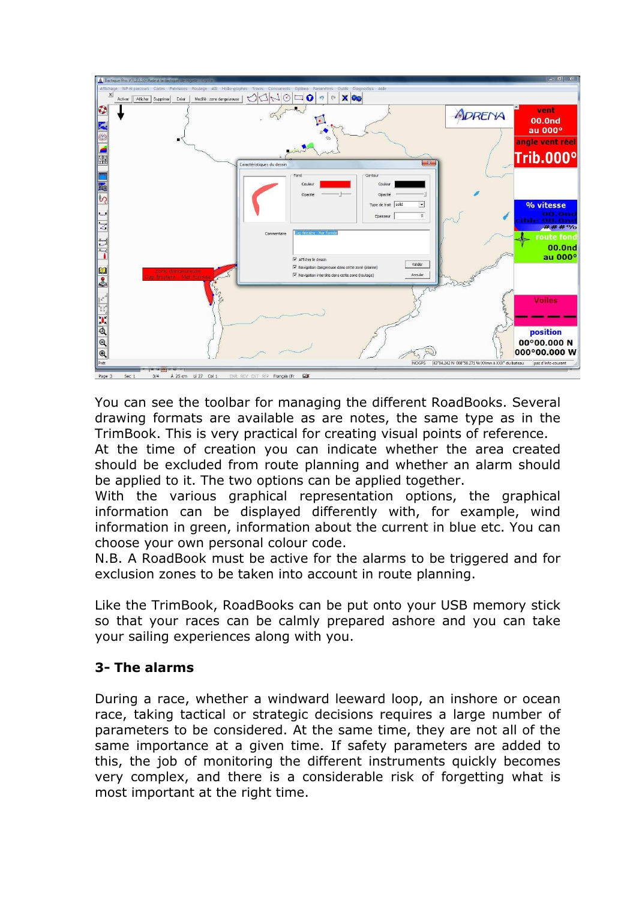You can see the toolbar for managing the different RoadBooks. Several drawing formats are available as are notes, the same type as in the TrimBook. This is very practical for creating visual points of reference.
At the time of creation you can indicate whether the area created should be excluded from route planning and whether an alarm should be applied to it. The two options can be applied together.
With the various graphical representation options, the graphical information can be displayed differently with, for example, wind information in green, information about the current in blue etc. You can choose your own personal colour code.
N.B. A RoadBook must be active for the alarms to be triggered and for exclusion zones to be taken into account in route planning.

Like the TrimBook, RoadBooks can be put onto your USB memory stick so that your races can be calmly prepared ashore and you can take your sailing experiences along with you.

## 3- The alarms

During a race, whether a windward leeward loop, an inshore or ocean race, taking tactical or strategic decisions requires a large number of parameters to be considered. At the same time, they are not all of the same importance at a given time. If safety parameters are added to this, the job of monitoring the different instruments quickly becomes very complex, and there is a considerable risk of forgetting what is most important at the right time.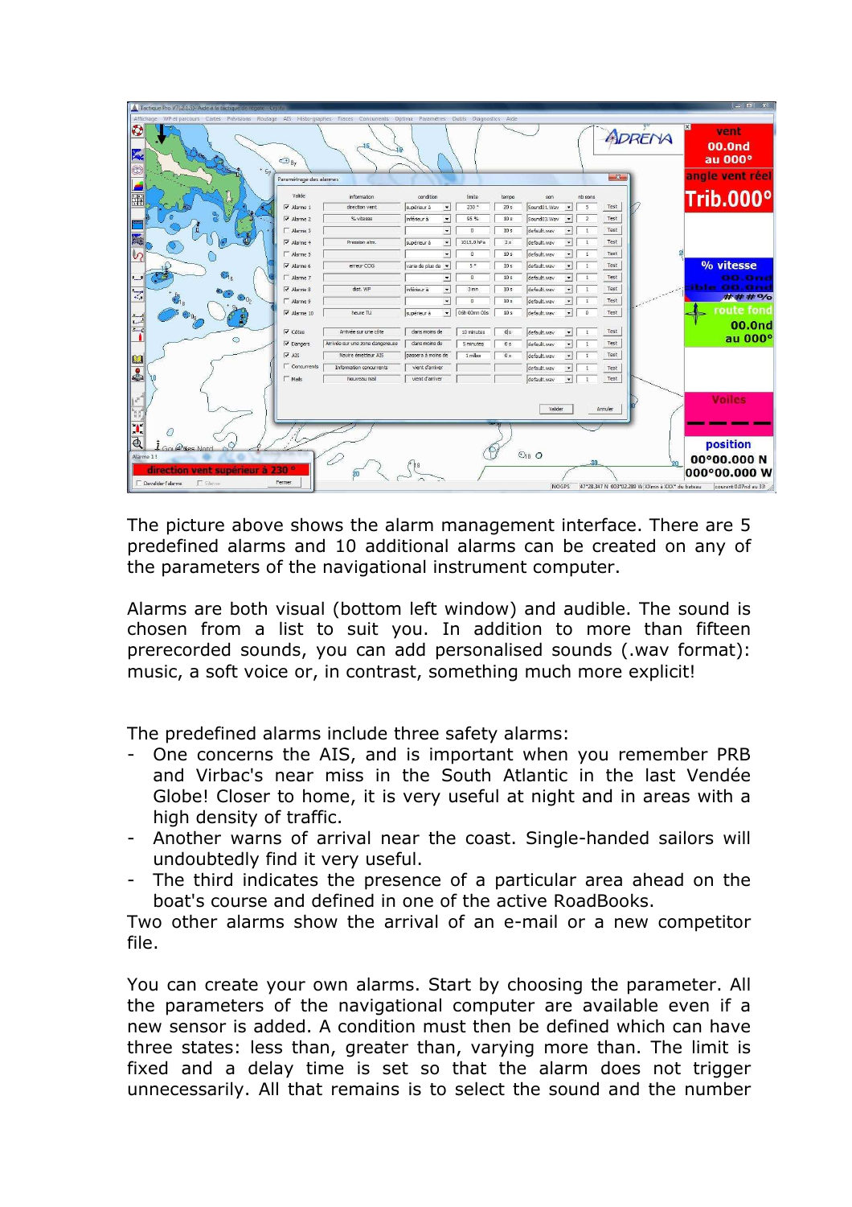The picture above shows the alarm management interface. There are 5 predefined alarms and 10 additional alarms can be created on any of the parameters of the navigational instrument computer.

Alarms are both visual (bottom left window) and audible. The sound is chosen from a list to suit you. In addition to more than fifteen prerecorded sounds, you can add personalised sounds (.wav format): music, a soft voice or, in contrast, something much more explicit!

The predefined alarms include three safety alarms:

- One concerns the AIS, and is important when you remember PRB and Virbac's near miss in the South Atlantic in the last Vendée Globe! Closer to home, it is very useful at night and in areas with a high density of traffic.
- Another warns of arrival near the coast. Single-handed sailors will undoubtedly find it very useful.
- The third indicates the presence of a particular area ahead on the boat's course and defined in one of the active RoadBooks.

Two other alarms show the arrival of an e-mail or a new competitor file.

You can create your own alarms. Start by choosing the parameter. All the parameters of the navigational computer are available even if a new sensor is added. A condition must then be defined which can have three states: less than, greater than, varying more than. The limit is fixed and a delay time is set so that the alarm does not trigger unnecessarily. All that remains is to select the sound and the number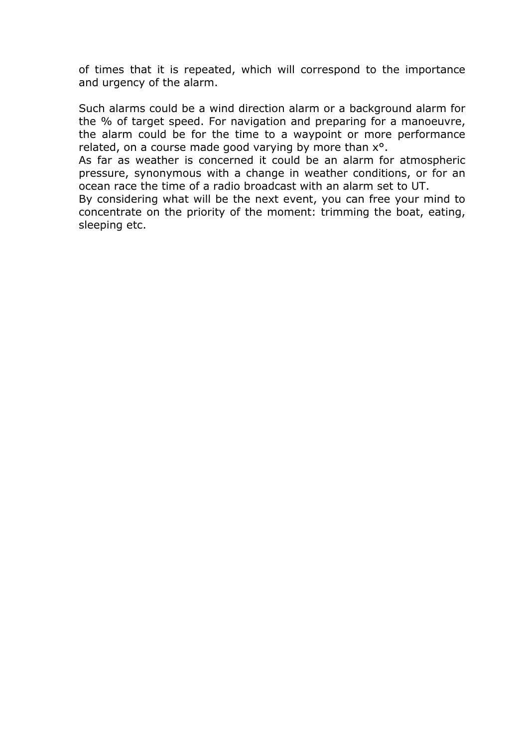of times that it is repeated, which will correspond to the importance and urgency of the alarm.

Such alarms could be a wind direction alarm or a background alarm for the % of target speed. For navigation and preparing for a manoeuvre, the alarm could be for the time to a waypoint or more performance related, on a course made good varying by more than x°.
As far as weather is concerned it could be an alarm for atmospheric pressure, synonymous with a change in weather conditions, or for an ocean race the time of a radio broadcast with an alarm set to UT.
By considering what will be the next event, you can free your mind to concentrate on the priority of the moment: trimming the boat, eating, sleeping etc.